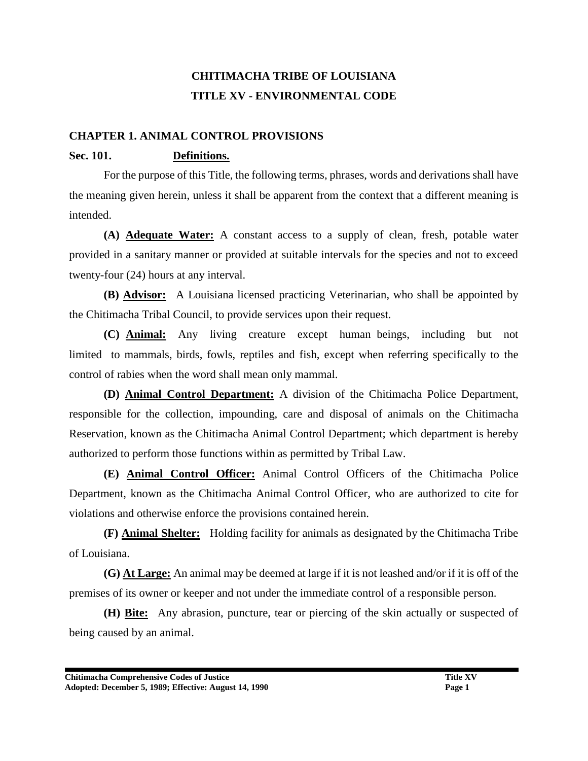# CHITIMACHA TRIBE OF LOUISIANA

# TITLE XV - ENVIRONMENTAL CODE

## CHAPTER 1. ANIMAL CONTROL PROVISIONS

### Sec. 101. Definitions.

For the purpose of this Title, the following terms, phrases, words and derivations shall have the meaning given herein, unless it shall be apparent from the context that a different meaning is intended.

**(A) Adequate Water:** A constant access to a supply of clean, fresh, potable water provided in a sanitary manner or provided at suitable intervals for the species and not to exceed twenty-four (24) hours at any interval.

**(B) Advisor:** A Louisiana licensed practicing Veterinarian, who shall be appointed by the Chitimacha Tribal Council, to provide services upon their request.

**(C) Animal:** Any living creature except human beings, including but not limited to mammals, birds, fowls, reptiles and fish, except when referring specifically to the control of rabies when the word shall mean only mammal.

**(D) Animal Control Department:** A division of the Chitimacha Police Department, responsible for the collection, impounding, care and disposal of animals on the Chitimacha Reservation, known as the Chitimacha Animal Control Department; which department is hereby authorized to perform those functions within as permitted by Tribal Law.

**(E) Animal Control Officer:** Animal Control Officers of the Chitimacha Police Department, known as the Chitimacha Animal Control Officer, who are authorized to cite for violations and otherwise enforce the provisions contained herein.

**(F) Animal Shelter:** Holding facility for animals as designated by the Chitimacha Tribe of Louisiana.

**(G) At Large:** An animal may be deemed at large if it is not leashed and/or if it is off of the premises of its owner or keeper and not under the immediate control of a responsible person.

**(H) Bite:** Any abrasion, puncture, tear or piercing of the skin actually or suspected of being caused by an animal.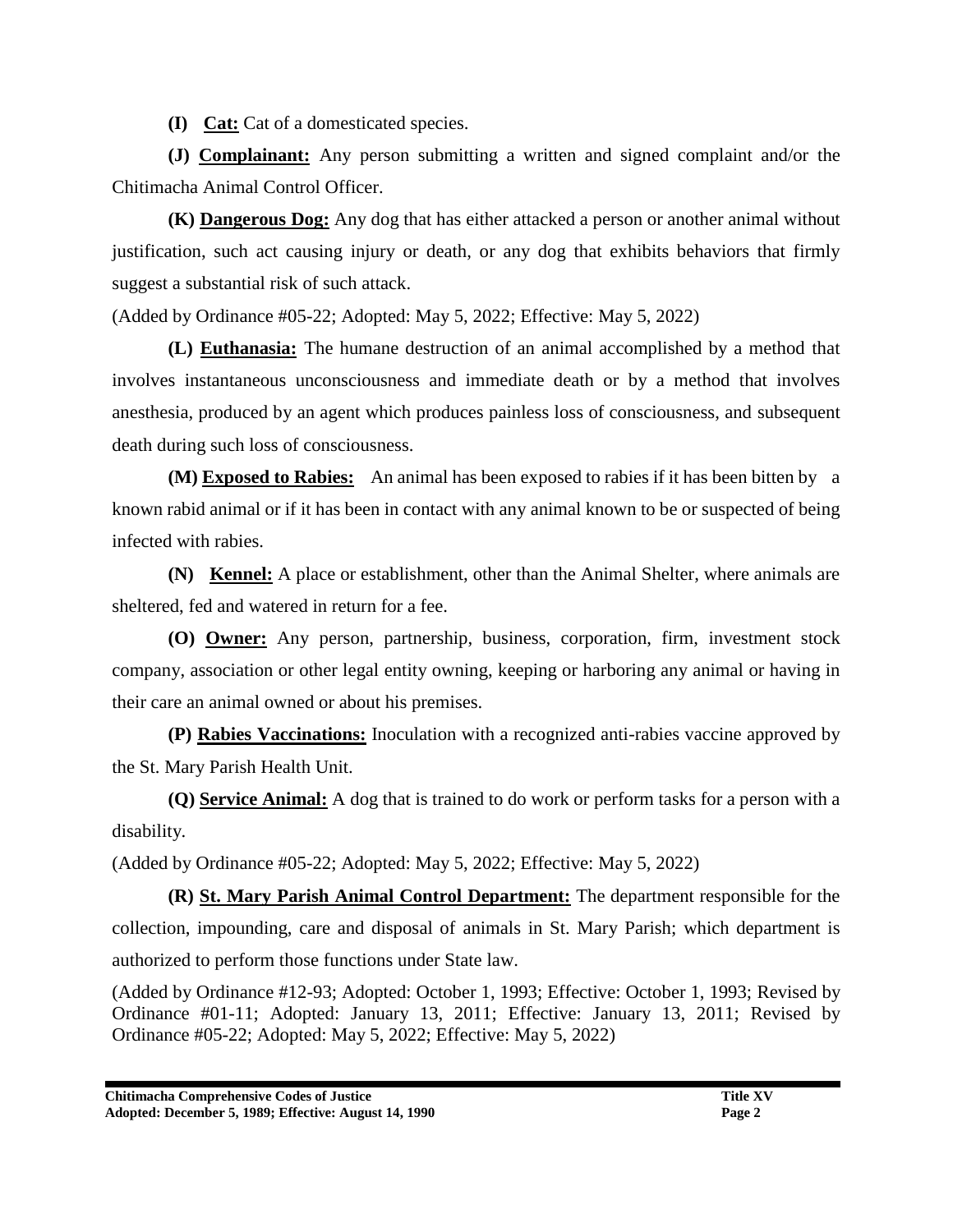**(I)** **Cat:** Cat of a domesticated species.

**(J)** **Complainant:** Any person submitting a written and signed complaint and/or the Chitimacha Animal Control Officer.

**(K)** **Dangerous Dog:** Any dog that has either attacked a person or another animal without justification, such act causing injury or death, or any dog that exhibits behaviors that firmly suggest a substantial risk of such attack.

(Added by Ordinance #05-22; Adopted: May 5, 2022; Effective: May 5, 2022)

**(L)** **Euthanasia:** The humane destruction of an animal accomplished by a method that involves instantaneous unconsciousness and immediate death or by a method that involves anesthesia, produced by an agent which produces painless loss of consciousness, and subsequent death during such loss of consciousness.

**(M)** **Exposed to Rabies:** An animal has been exposed to rabies if it has been bitten by a known rabid animal or if it has been in contact with any animal known to be or suspected of being infected with rabies.

**(N)** **Kennel:** A place or establishment, other than the Animal Shelter, where animals are sheltered, fed and watered in return for a fee.

**(O)** **Owner:** Any person, partnership, business, corporation, firm, investment stock company, association or other legal entity owning, keeping or harboring any animal or having in their care an animal owned or about his premises.

**(P)** **Rabies Vaccinations:** Inoculation with a recognized anti-rabies vaccine approved by the St. Mary Parish Health Unit.

**(Q)** **Service Animal:** A dog that is trained to do work or perform tasks for a person with a disability.

(Added by Ordinance #05-22; Adopted: May 5, 2022; Effective: May 5, 2022)

**(R)** **St. Mary Parish Animal Control Department:** The department responsible for the collection, impounding, care and disposal of animals in St. Mary Parish; which department is authorized to perform those functions under State law.

(Added by Ordinance #12-93; Adopted: October 1, 1993; Effective: October 1, 1993; Revised by Ordinance #01-11; Adopted: January 13, 2011; Effective: January 13, 2011; Revised by Ordinance #05-22; Adopted: May 5, 2022; Effective: May 5, 2022)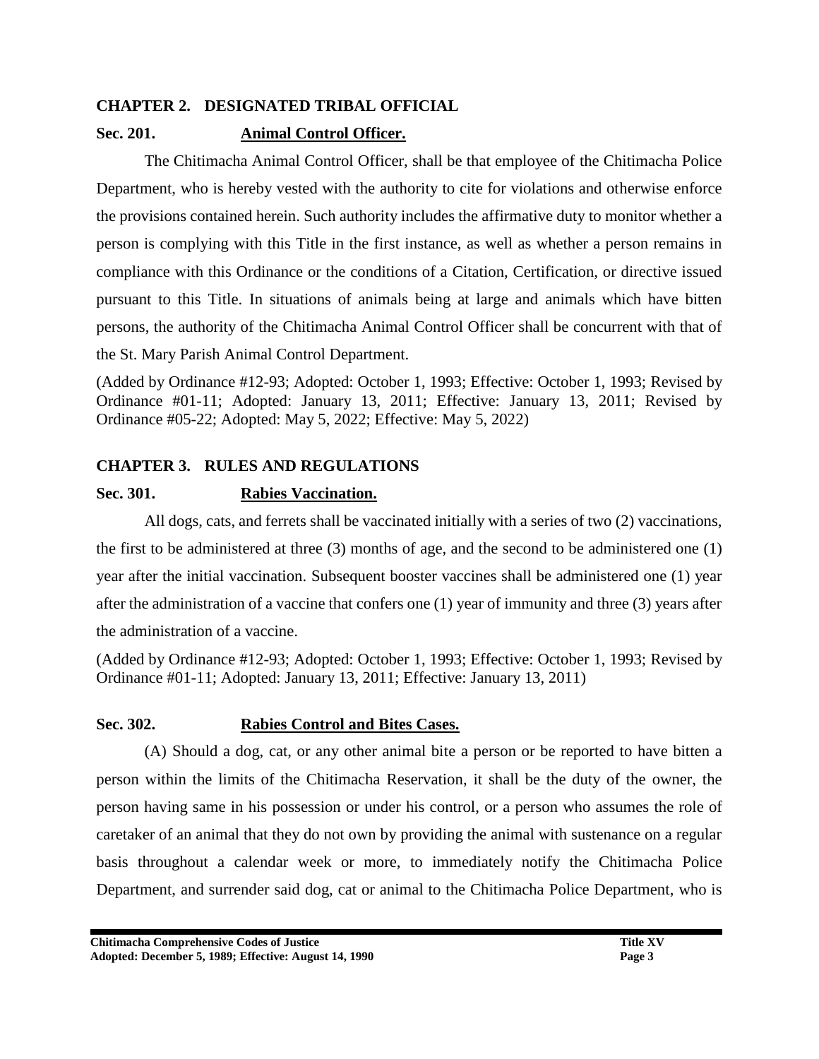## CHAPTER 2. DESIGNATED TRIBAL OFFICIAL

### Sec. 201. Animal Control Officer.

The Chitimacha Animal Control Officer, shall be that employee of the Chitimacha Police Department, who is hereby vested with the authority to cite for violations and otherwise enforce the provisions contained herein. Such authority includes the affirmative duty to monitor whether a person is complying with this Title in the first instance, as well as whether a person remains in compliance with this Ordinance or the conditions of a Citation, Certification, or directive issued pursuant to this Title. In situations of animals being at large and animals which have bitten persons, the authority of the Chitimacha Animal Control Officer shall be concurrent with that of the St. Mary Parish Animal Control Department.

(Added by Ordinance #12-93; Adopted: October 1, 1993; Effective: October 1, 1993; Revised by Ordinance #01-11; Adopted: January 13, 2011; Effective: January 13, 2011; Revised by Ordinance #05-22; Adopted: May 5, 2022; Effective: May 5, 2022)

## CHAPTER 3. RULES AND REGULATIONS

### Sec. 301. Rabies Vaccination.

All dogs, cats, and ferrets shall be vaccinated initially with a series of two (2) vaccinations, the first to be administered at three (3) months of age, and the second to be administered one (1) year after the initial vaccination. Subsequent booster vaccines shall be administered one (1) year after the administration of a vaccine that confers one (1) year of immunity and three (3) years after the administration of a vaccine.

(Added by Ordinance #12-93; Adopted: October 1, 1993; Effective: October 1, 1993; Revised by Ordinance #01-11; Adopted: January 13, 2011; Effective: January 13, 2011)

### Sec. 302. Rabies Control and Bites Cases.

(A) Should a dog, cat, or any other animal bite a person or be reported to have bitten a person within the limits of the Chitimacha Reservation, it shall be the duty of the owner, the person having same in his possession or under his control, or a person who assumes the role of caretaker of an animal that they do not own by providing the animal with sustenance on a regular basis throughout a calendar week or more, to immediately notify the Chitimacha Police Department, and surrender said dog, cat or animal to the Chitimacha Police Department, who is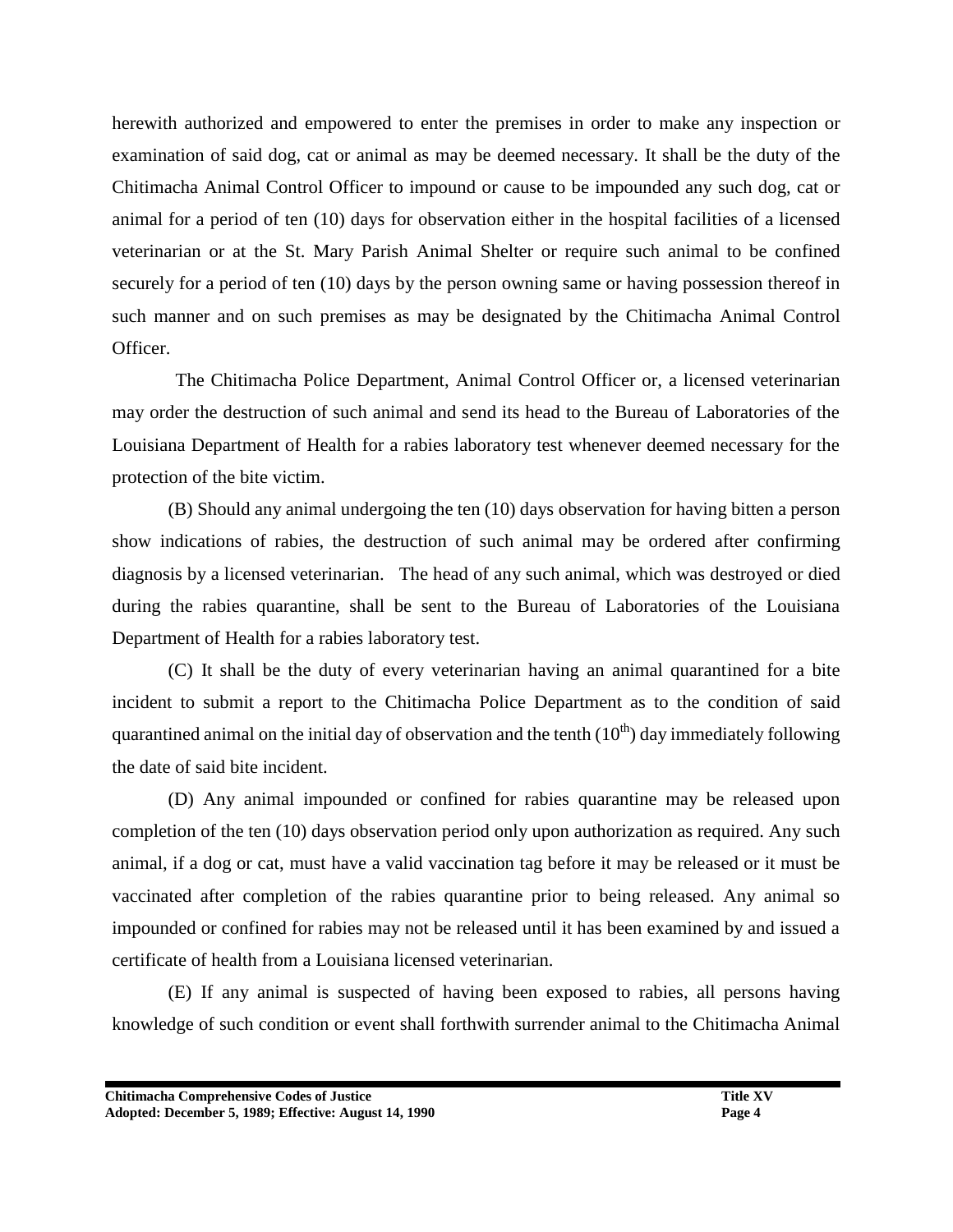herewith authorized and empowered to enter the premises in order to make any inspection or examination of said dog, cat or animal as may be deemed necessary. It shall be the duty of the Chitimacha Animal Control Officer to impound or cause to be impounded any such dog, cat or animal for a period of ten (10) days for observation either in the hospital facilities of a licensed veterinarian or at the St. Mary Parish Animal Shelter or require such animal to be confined securely for a period of ten (10) days by the person owning same or having possession thereof in such manner and on such premises as may be designated by the Chitimacha Animal Control Officer.

The Chitimacha Police Department, Animal Control Officer or, a licensed veterinarian may order the destruction of such animal and send its head to the Bureau of Laboratories of the Louisiana Department of Health for a rabies laboratory test whenever deemed necessary for the protection of the bite victim.

(B) Should any animal undergoing the ten (10) days observation for having bitten a person show indications of rabies, the destruction of such animal may be ordered after confirming diagnosis by a licensed veterinarian. The head of any such animal, which was destroyed or died during the rabies quarantine, shall be sent to the Bureau of Laboratories of the Louisiana Department of Health for a rabies laboratory test.

(C) It shall be the duty of every veterinarian having an animal quarantined for a bite incident to submit a report to the Chitimacha Police Department as to the condition of said quarantined animal on the initial day of observation and the tenth (10th) day immediately following the date of said bite incident.

(D) Any animal impounded or confined for rabies quarantine may be released upon completion of the ten (10) days observation period only upon authorization as required. Any such animal, if a dog or cat, must have a valid vaccination tag before it may be released or it must be vaccinated after completion of the rabies quarantine prior to being released. Any animal so impounded or confined for rabies may not be released until it has been examined by and issued a certificate of health from a Louisiana licensed veterinarian.

(E) If any animal is suspected of having been exposed to rabies, all persons having knowledge of such condition or event shall forthwith surrender animal to the Chitimacha Animal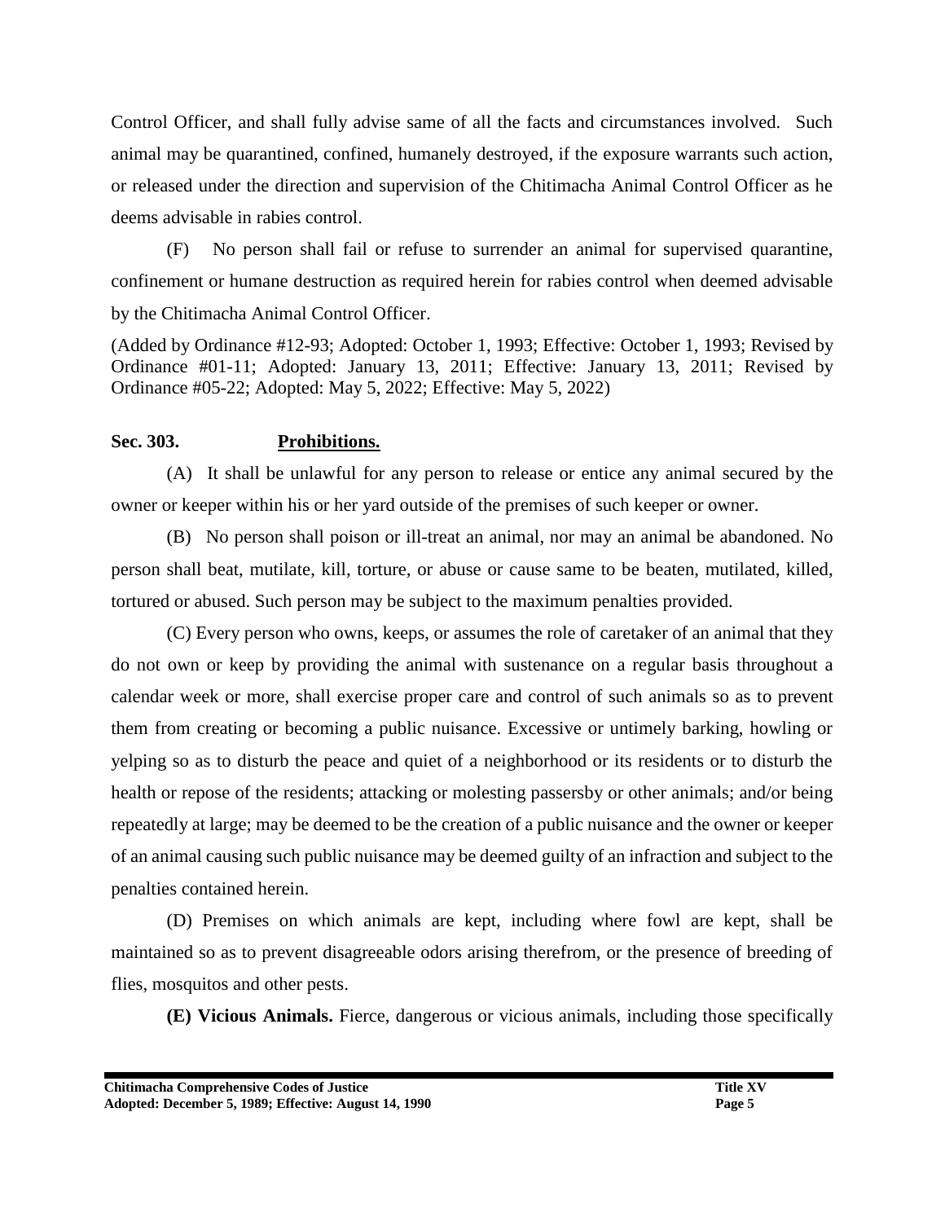Control Officer, and shall fully advise same of all the facts and circumstances involved. Such animal may be quarantined, confined, humanely destroyed, if the exposure warrants such action, or released under the direction and supervision of the Chitimacha Animal Control Officer as he deems advisable in rabies control.

(F) No person shall fail or refuse to surrender an animal for supervised quarantine, confinement or humane destruction as required herein for rabies control when deemed advisable by the Chitimacha Animal Control Officer.

(Added by Ordinance #12-93; Adopted: October 1, 1993; Effective: October 1, 1993; Revised by Ordinance #01-11; Adopted: January 13, 2011; Effective: January 13, 2011; Revised by Ordinance #05-22; Adopted: May 5, 2022; Effective: May 5, 2022)

**Sec. 303. Prohibitions.**

(A) It shall be unlawful for any person to release or entice any animal secured by the owner or keeper within his or her yard outside of the premises of such keeper or owner.

(B) No person shall poison or ill-treat an animal, nor may an animal be abandoned. No person shall beat, mutilate, kill, torture, or abuse or cause same to be beaten, mutilated, killed, tortured or abused. Such person may be subject to the maximum penalties provided.

(C) Every person who owns, keeps, or assumes the role of caretaker of an animal that they do not own or keep by providing the animal with sustenance on a regular basis throughout a calendar week or more, shall exercise proper care and control of such animals so as to prevent them from creating or becoming a public nuisance. Excessive or untimely barking, howling or yelping so as to disturb the peace and quiet of a neighborhood or its residents or to disturb the health or repose of the residents; attacking or molesting passersby or other animals; and/or being repeatedly at large; may be deemed to be the creation of a public nuisance and the owner or keeper of an animal causing such public nuisance may be deemed guilty of an infraction and subject to the penalties contained herein.

(D) Premises on which animals are kept, including where fowl are kept, shall be maintained so as to prevent disagreeable odors arising therefrom, or the presence of breeding of flies, mosquitos and other pests.

**(E) Vicious Animals.** Fierce, dangerous or vicious animals, including those specifically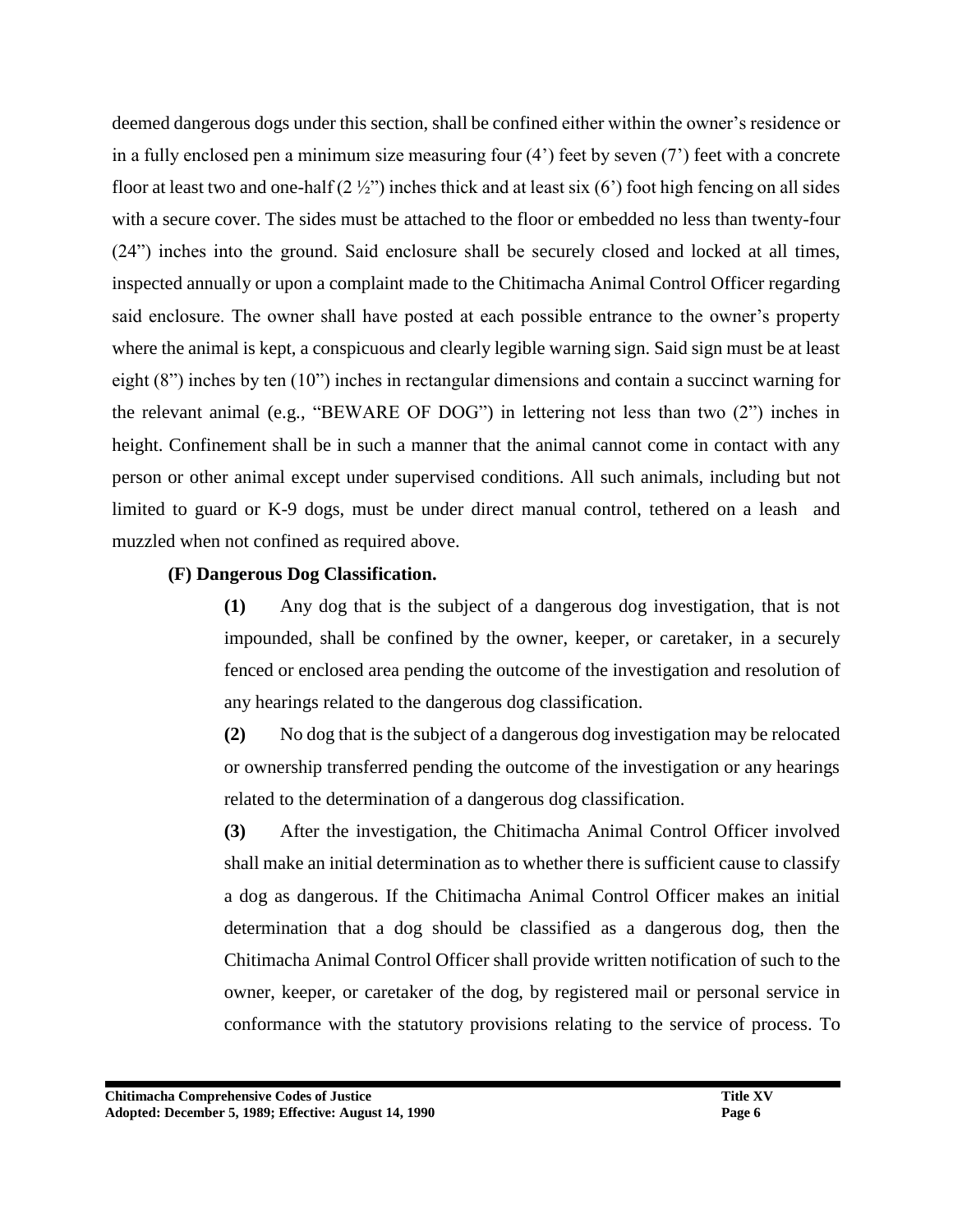deemed dangerous dogs under this section, shall be confined either within the owner's residence or in a fully enclosed pen a minimum size measuring four (4') feet by seven (7') feet with a concrete floor at least two and one-half (2 ½") inches thick and at least six (6') foot high fencing on all sides with a secure cover. The sides must be attached to the floor or embedded no less than twenty-four (24") inches into the ground. Said enclosure shall be securely closed and locked at all times, inspected annually or upon a complaint made to the Chitimacha Animal Control Officer regarding said enclosure. The owner shall have posted at each possible entrance to the owner's property where the animal is kept, a conspicuous and clearly legible warning sign. Said sign must be at least eight (8") inches by ten (10") inches in rectangular dimensions and contain a succinct warning for the relevant animal (e.g., "BEWARE OF DOG") in lettering not less than two (2") inches in height. Confinement shall be in such a manner that the animal cannot come in contact with any person or other animal except under supervised conditions. All such animals, including but not limited to guard or K-9 dogs, must be under direct manual control, tethered on a leash and muzzled when not confined as required above.

**(F) Dangerous Dog Classification.**

**(1)** Any dog that is the subject of a dangerous dog investigation, that is not impounded, shall be confined by the owner, keeper, or caretaker, in a securely fenced or enclosed area pending the outcome of the investigation and resolution of any hearings related to the dangerous dog classification.

**(2)** No dog that is the subject of a dangerous dog investigation may be relocated or ownership transferred pending the outcome of the investigation or any hearings related to the determination of a dangerous dog classification.

**(3)** After the investigation, the Chitimacha Animal Control Officer involved shall make an initial determination as to whether there is sufficient cause to classify a dog as dangerous. If the Chitimacha Animal Control Officer makes an initial determination that a dog should be classified as a dangerous dog, then the Chitimacha Animal Control Officer shall provide written notification of such to the owner, keeper, or caretaker of the dog, by registered mail or personal service in conformance with the statutory provisions relating to the service of process. To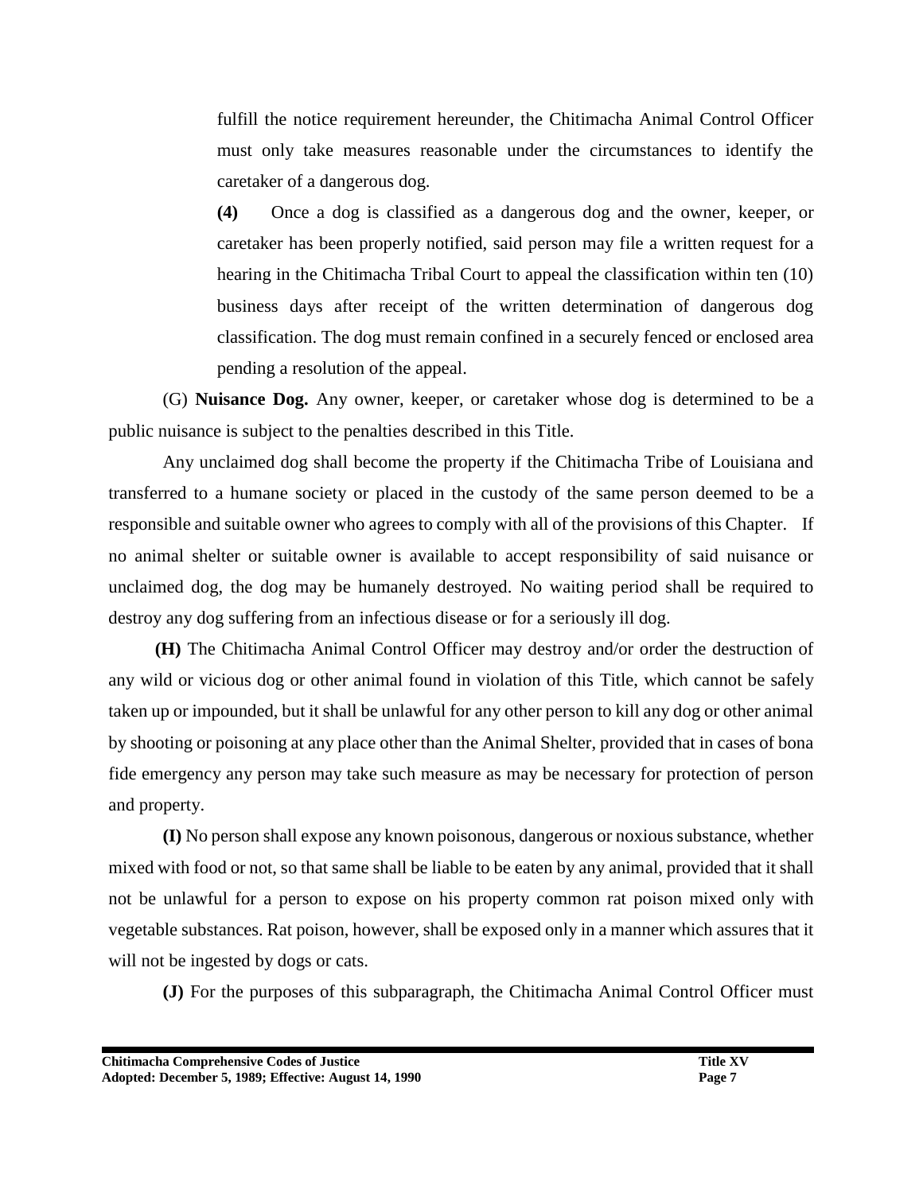fulfill the notice requirement hereunder, the Chitimacha Animal Control Officer must only take measures reasonable under the circumstances to identify the caretaker of a dangerous dog.

**(4)** Once a dog is classified as a dangerous dog and the owner, keeper, or caretaker has been properly notified, said person may file a written request for a hearing in the Chitimacha Tribal Court to appeal the classification within ten (10) business days after receipt of the written determination of dangerous dog classification. The dog must remain confined in a securely fenced or enclosed area pending a resolution of the appeal.

(G) **Nuisance Dog.** Any owner, keeper, or caretaker whose dog is determined to be a public nuisance is subject to the penalties described in this Title.

Any unclaimed dog shall become the property if the Chitimacha Tribe of Louisiana and transferred to a humane society or placed in the custody of the same person deemed to be a responsible and suitable owner who agrees to comply with all of the provisions of this Chapter. If no animal shelter or suitable owner is available to accept responsibility of said nuisance or unclaimed dog, the dog may be humanely destroyed. No waiting period shall be required to destroy any dog suffering from an infectious disease or for a seriously ill dog.

**(H)** The Chitimacha Animal Control Officer may destroy and/or order the destruction of any wild or vicious dog or other animal found in violation of this Title, which cannot be safely taken up or impounded, but it shall be unlawful for any other person to kill any dog or other animal by shooting or poisoning at any place other than the Animal Shelter, provided that in cases of bona fide emergency any person may take such measure as may be necessary for protection of person and property.

**(I)** No person shall expose any known poisonous, dangerous or noxious substance, whether mixed with food or not, so that same shall be liable to be eaten by any animal, provided that it shall not be unlawful for a person to expose on his property common rat poison mixed only with vegetable substances. Rat poison, however, shall be exposed only in a manner which assures that it will not be ingested by dogs or cats.

**(J)** For the purposes of this subparagraph, the Chitimacha Animal Control Officer must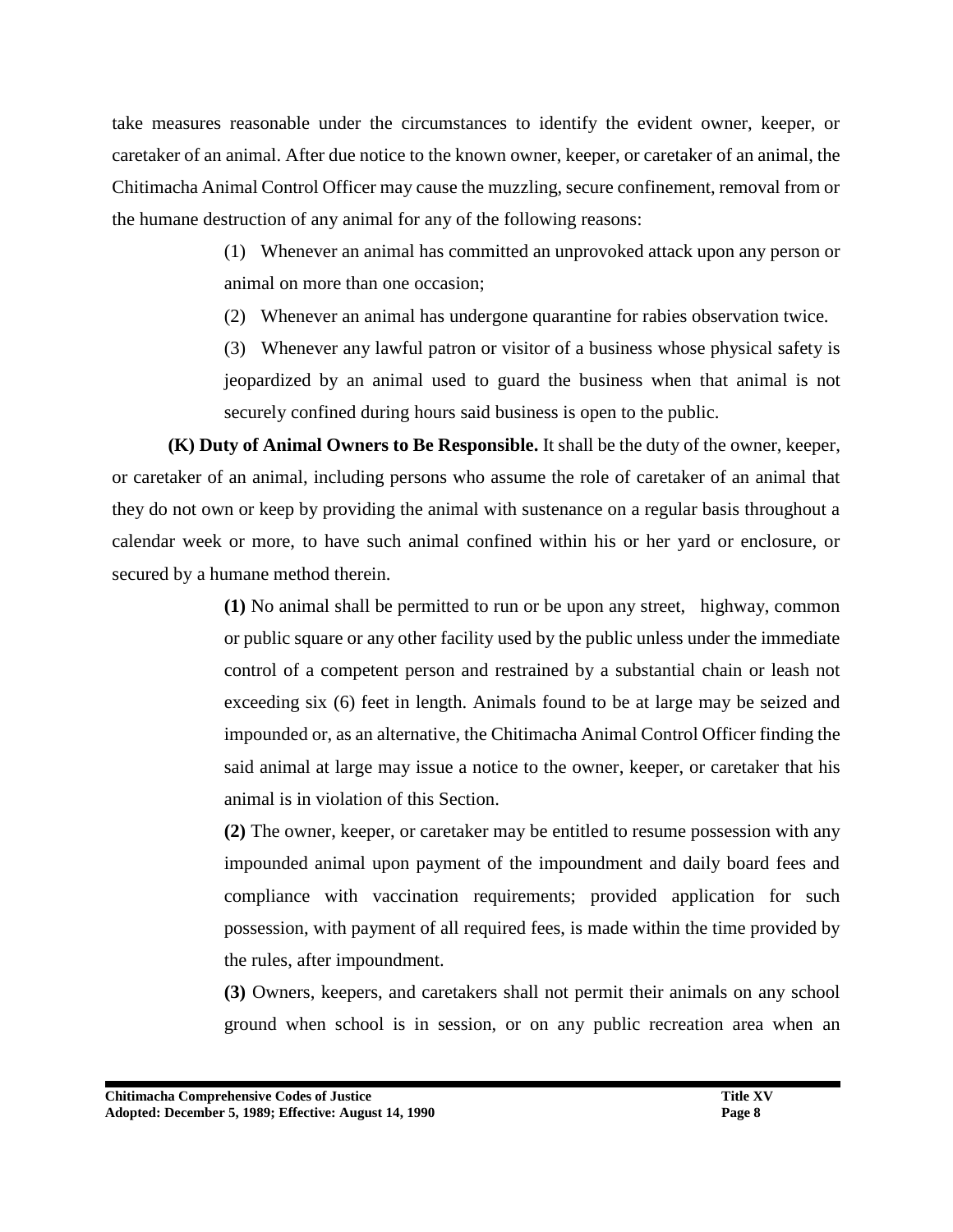take measures reasonable under the circumstances to identify the evident owner, keeper, or caretaker of an animal. After due notice to the known owner, keeper, or caretaker of an animal, the Chitimacha Animal Control Officer may cause the muzzling, secure confinement, removal from or the humane destruction of any animal for any of the following reasons:

(1) Whenever an animal has committed an unprovoked attack upon any person or animal on more than one occasion;

(2) Whenever an animal has undergone quarantine for rabies observation twice.

(3) Whenever any lawful patron or visitor of a business whose physical safety is jeopardized by an animal used to guard the business when that animal is not securely confined during hours said business is open to the public.

**(K) Duty of Animal Owners to Be Responsible.** It shall be the duty of the owner, keeper, or caretaker of an animal, including persons who assume the role of caretaker of an animal that they do not own or keep by providing the animal with sustenance on a regular basis throughout a calendar week or more, to have such animal confined within his or her yard or enclosure, or secured by a humane method therein.

**(1)** No animal shall be permitted to run or be upon any street, highway, common or public square or any other facility used by the public unless under the immediate control of a competent person and restrained by a substantial chain or leash not exceeding six (6) feet in length. Animals found to be at large may be seized and impounded or, as an alternative, the Chitimacha Animal Control Officer finding the said animal at large may issue a notice to the owner, keeper, or caretaker that his animal is in violation of this Section.

**(2)** The owner, keeper, or caretaker may be entitled to resume possession with any impounded animal upon payment of the impoundment and daily board fees and compliance with vaccination requirements; provided application for such possession, with payment of all required fees, is made within the time provided by the rules, after impoundment.

**(3)** Owners, keepers, and caretakers shall not permit their animals on any school ground when school is in session, or on any public recreation area when an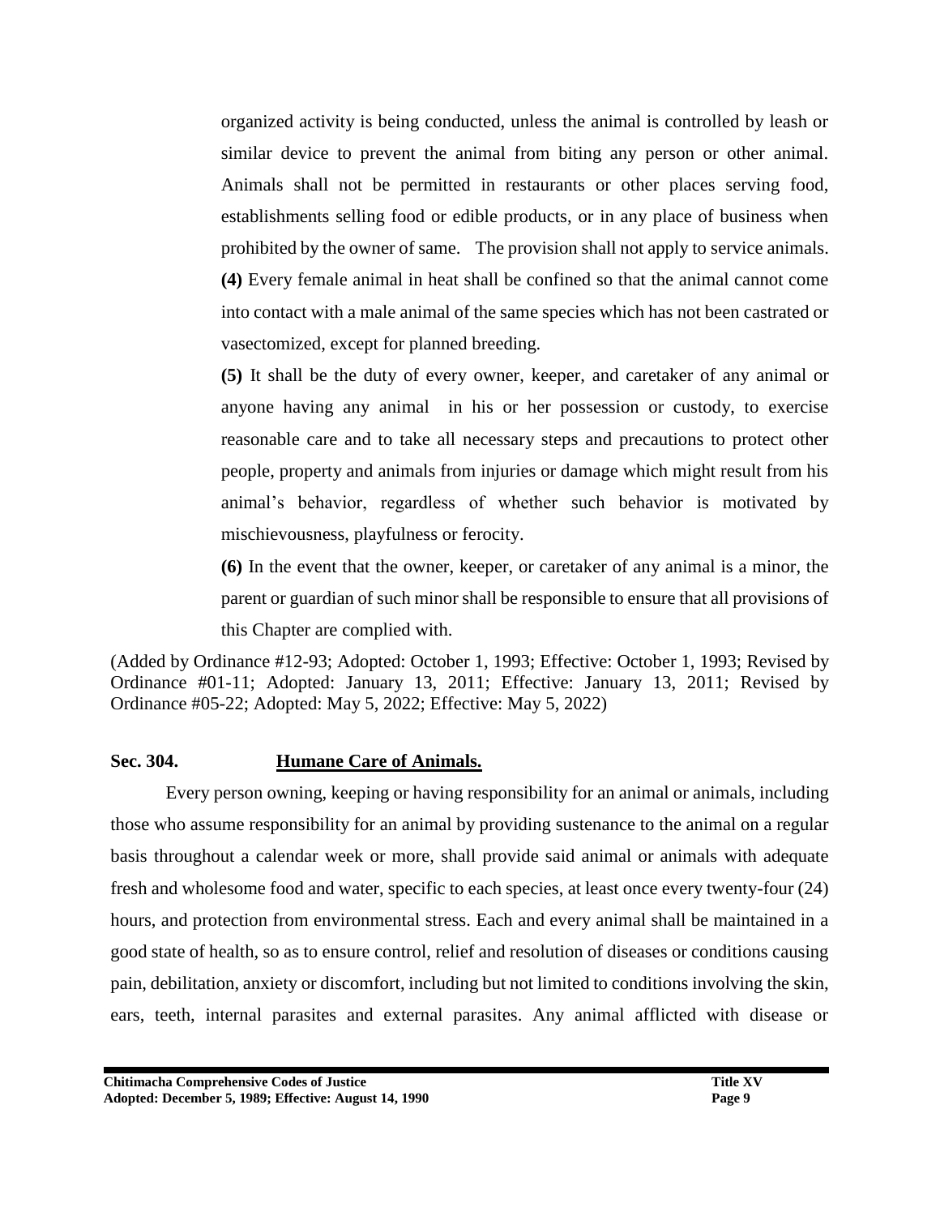organized activity is being conducted, unless the animal is controlled by leash or similar device to prevent the animal from biting any person or other animal. Animals shall not be permitted in restaurants or other places serving food, establishments selling food or edible products, or in any place of business when prohibited by the owner of same. The provision shall not apply to service animals.

**(4)** Every female animal in heat shall be confined so that the animal cannot come into contact with a male animal of the same species which has not been castrated or vasectomized, except for planned breeding.

**(5)** It shall be the duty of every owner, keeper, and caretaker of any animal or anyone having any animal in his or her possession or custody, to exercise reasonable care and to take all necessary steps and precautions to protect other people, property and animals from injuries or damage which might result from his animal's behavior, regardless of whether such behavior is motivated by mischievousness, playfulness or ferocity.

**(6)** In the event that the owner, keeper, or caretaker of any animal is a minor, the parent or guardian of such minor shall be responsible to ensure that all provisions of this Chapter are complied with.

(Added by Ordinance #12-93; Adopted: October 1, 1993; Effective: October 1, 1993; Revised by Ordinance #01-11; Adopted: January 13, 2011; Effective: January 13, 2011; Revised by Ordinance #05-22; Adopted: May 5, 2022; Effective: May 5, 2022)

**Sec. 304. <u>Humane Care of Animals.</u>**

Every person owning, keeping or having responsibility for an animal or animals, including those who assume responsibility for an animal by providing sustenance to the animal on a regular basis throughout a calendar week or more, shall provide said animal or animals with adequate fresh and wholesome food and water, specific to each species, at least once every twenty-four (24) hours, and protection from environmental stress. Each and every animal shall be maintained in a good state of health, so as to ensure control, relief and resolution of diseases or conditions causing pain, debilitation, anxiety or discomfort, including but not limited to conditions involving the skin, ears, teeth, internal parasites and external parasites. Any animal afflicted with disease or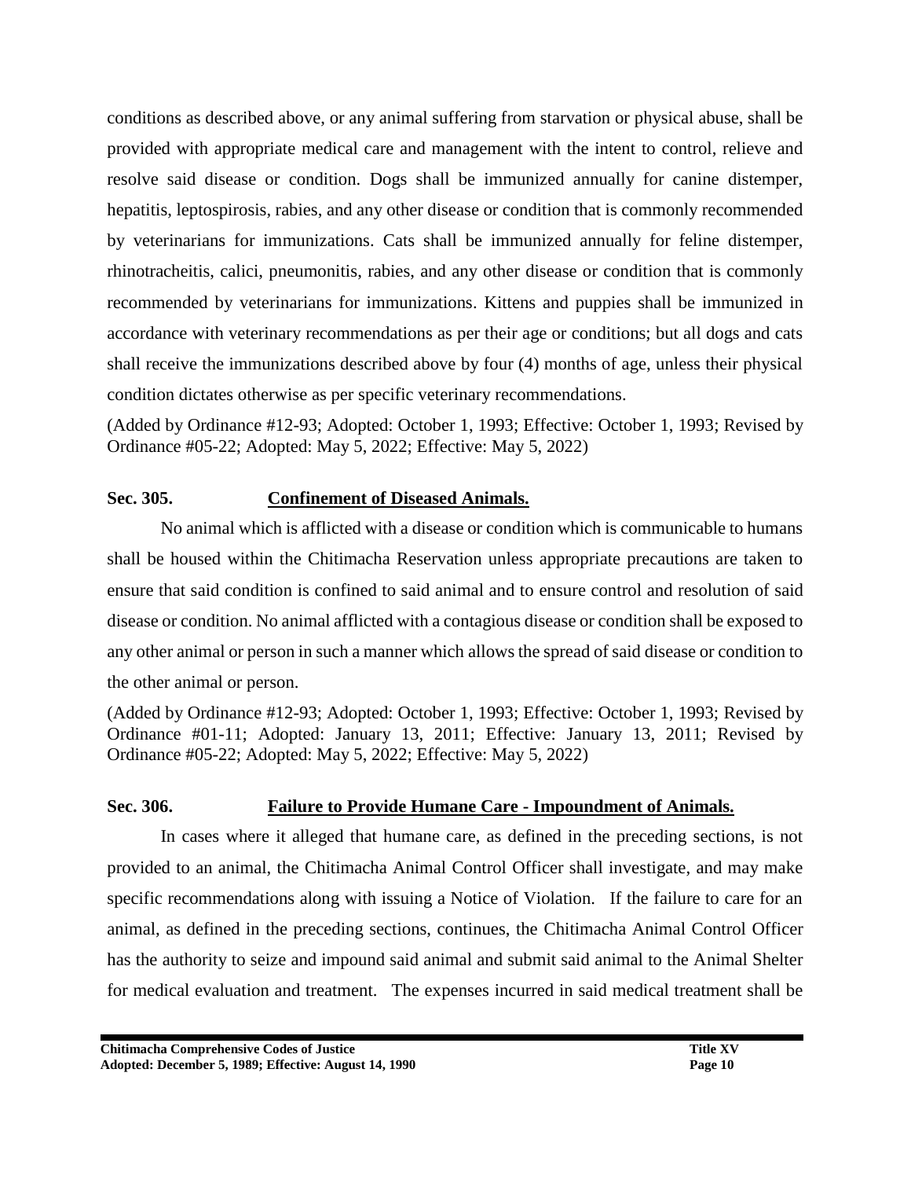conditions as described above, or any animal suffering from starvation or physical abuse, shall be provided with appropriate medical care and management with the intent to control, relieve and resolve said disease or condition. Dogs shall be immunized annually for canine distemper, hepatitis, leptospirosis, rabies, and any other disease or condition that is commonly recommended by veterinarians for immunizations. Cats shall be immunized annually for feline distemper, rhinotracheitis, calici, pneumonitis, rabies, and any other disease or condition that is commonly recommended by veterinarians for immunizations. Kittens and puppies shall be immunized in accordance with veterinary recommendations as per their age or conditions; but all dogs and cats shall receive the immunizations described above by four (4) months of age, unless their physical condition dictates otherwise as per specific veterinary recommendations.

(Added by Ordinance #12-93; Adopted: October 1, 1993; Effective: October 1, 1993; Revised by Ordinance #05-22; Adopted: May 5, 2022; Effective: May 5, 2022)

**Sec. 305. Confinement of Diseased Animals.**

No animal which is afflicted with a disease or condition which is communicable to humans shall be housed within the Chitimacha Reservation unless appropriate precautions are taken to ensure that said condition is confined to said animal and to ensure control and resolution of said disease or condition. No animal afflicted with a contagious disease or condition shall be exposed to any other animal or person in such a manner which allows the spread of said disease or condition to the other animal or person.

(Added by Ordinance #12-93; Adopted: October 1, 1993; Effective: October 1, 1993; Revised by Ordinance #01-11; Adopted: January 13, 2011; Effective: January 13, 2011; Revised by Ordinance #05-22; Adopted: May 5, 2022; Effective: May 5, 2022)

**Sec. 306. Failure to Provide Humane Care - Impoundment of Animals.**

In cases where it alleged that humane care, as defined in the preceding sections, is not provided to an animal, the Chitimacha Animal Control Officer shall investigate, and may make specific recommendations along with issuing a Notice of Violation. If the failure to care for an animal, as defined in the preceding sections, continues, the Chitimacha Animal Control Officer has the authority to seize and impound said animal and submit said animal to the Animal Shelter for medical evaluation and treatment. The expenses incurred in said medical treatment shall be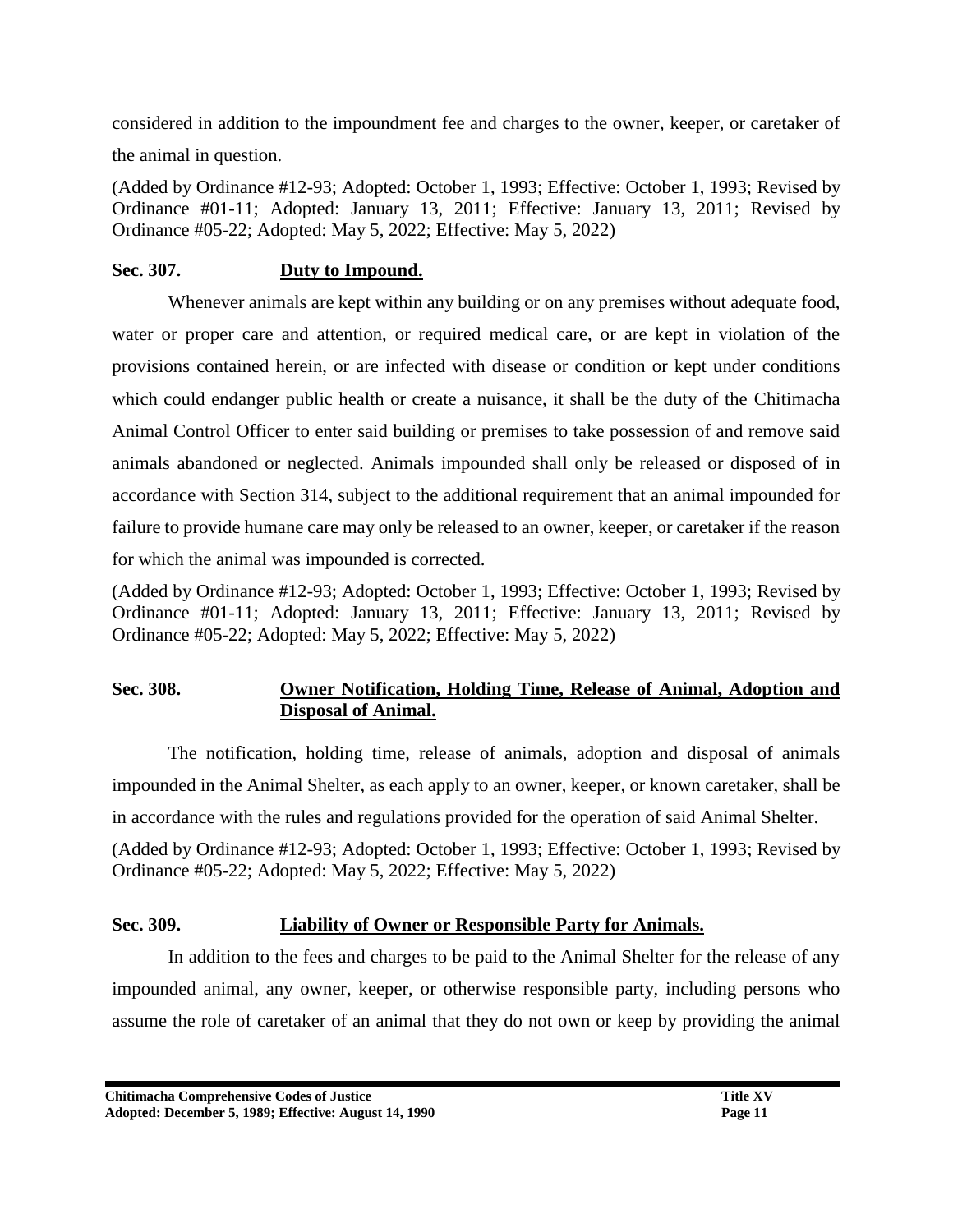considered in addition to the impoundment fee and charges to the owner, keeper, or caretaker of the animal in question.

(Added by Ordinance #12-93; Adopted: October 1, 1993; Effective: October 1, 1993; Revised by Ordinance #01-11; Adopted: January 13, 2011; Effective: January 13, 2011; Revised by Ordinance #05-22; Adopted: May 5, 2022; Effective: May 5, 2022)

### Sec. 307. <u>Duty to Impound.</u>

Whenever animals are kept within any building or on any premises without adequate food, water or proper care and attention, or required medical care, or are kept in violation of the provisions contained herein, or are infected with disease or condition or kept under conditions which could endanger public health or create a nuisance, it shall be the duty of the Chitimacha Animal Control Officer to enter said building or premises to take possession of and remove said animals abandoned or neglected. Animals impounded shall only be released or disposed of in accordance with Section 314, subject to the additional requirement that an animal impounded for failure to provide humane care may only be released to an owner, keeper, or caretaker if the reason for which the animal was impounded is corrected.

(Added by Ordinance #12-93; Adopted: October 1, 1993; Effective: October 1, 1993; Revised by Ordinance #01-11; Adopted: January 13, 2011; Effective: January 13, 2011; Revised by Ordinance #05-22; Adopted: May 5, 2022; Effective: May 5, 2022)

### Sec. 308. <u>Owner Notification, Holding Time, Release of Animal, Adoption and Disposal of Animal.</u>

The notification, holding time, release of animals, adoption and disposal of animals impounded in the Animal Shelter, as each apply to an owner, keeper, or known caretaker, shall be in accordance with the rules and regulations provided for the operation of said Animal Shelter.

(Added by Ordinance #12-93; Adopted: October 1, 1993; Effective: October 1, 1993; Revised by Ordinance #05-22; Adopted: May 5, 2022; Effective: May 5, 2022)

### Sec. 309. <u>Liability of Owner or Responsible Party for Animals.</u>

In addition to the fees and charges to be paid to the Animal Shelter for the release of any impounded animal, any owner, keeper, or otherwise responsible party, including persons who assume the role of caretaker of an animal that they do not own or keep by providing the animal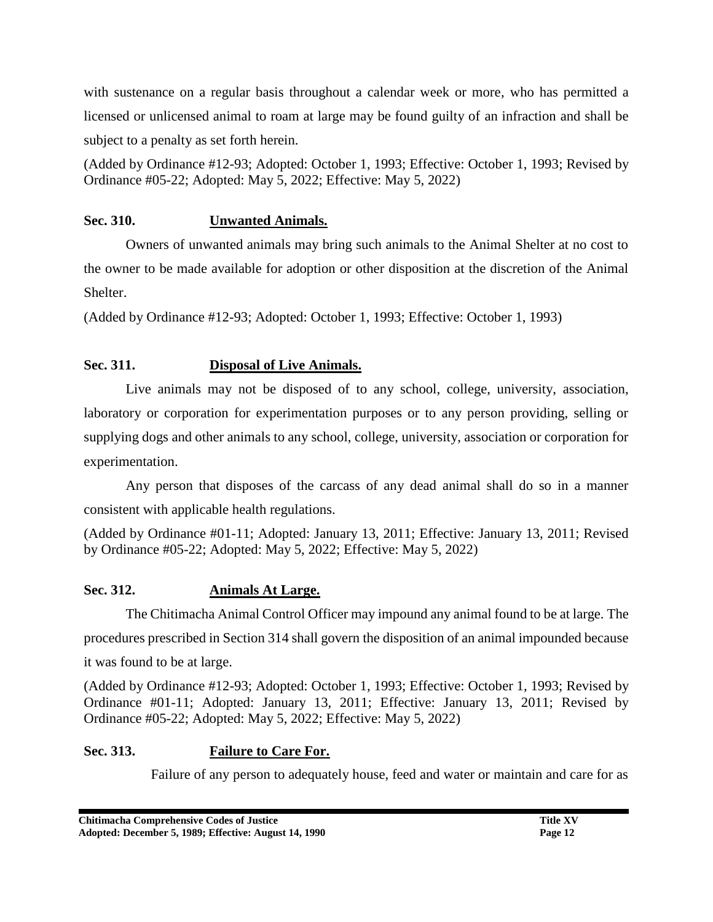with sustenance on a regular basis throughout a calendar week or more, who has permitted a licensed or unlicensed animal to roam at large may be found guilty of an infraction and shall be subject to a penalty as set forth herein.

(Added by Ordinance #12-93; Adopted: October 1, 1993; Effective: October 1, 1993; Revised by Ordinance #05-22; Adopted: May 5, 2022; Effective: May 5, 2022)

### Sec. 310. Unwanted Animals.

Owners of unwanted animals may bring such animals to the Animal Shelter at no cost to the owner to be made available for adoption or other disposition at the discretion of the Animal Shelter.

(Added by Ordinance #12-93; Adopted: October 1, 1993; Effective: October 1, 1993)

### Sec. 311. Disposal of Live Animals.

Live animals may not be disposed of to any school, college, university, association, laboratory or corporation for experimentation purposes or to any person providing, selling or supplying dogs and other animals to any school, college, university, association or corporation for experimentation.

Any person that disposes of the carcass of any dead animal shall do so in a manner consistent with applicable health regulations.

(Added by Ordinance #01-11; Adopted: January 13, 2011; Effective: January 13, 2011; Revised by Ordinance #05-22; Adopted: May 5, 2022; Effective: May 5, 2022)

### Sec. 312. Animals At Large.

The Chitimacha Animal Control Officer may impound any animal found to be at large. The procedures prescribed in Section 314 shall govern the disposition of an animal impounded because it was found to be at large.

(Added by Ordinance #12-93; Adopted: October 1, 1993; Effective: October 1, 1993; Revised by Ordinance #01-11; Adopted: January 13, 2011; Effective: January 13, 2011; Revised by Ordinance #05-22; Adopted: May 5, 2022; Effective: May 5, 2022)

### Sec. 313. Failure to Care For.

Failure of any person to adequately house, feed and water or maintain and care for as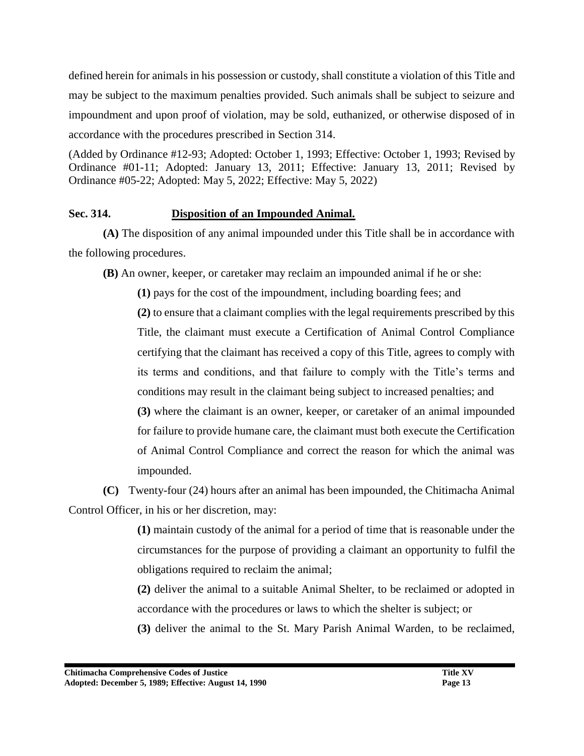defined herein for animals in his possession or custody, shall constitute a violation of this Title and may be subject to the maximum penalties provided. Such animals shall be subject to seizure and impoundment and upon proof of violation, may be sold, euthanized, or otherwise disposed of in accordance with the procedures prescribed in Section 314.

(Added by Ordinance #12-93; Adopted: October 1, 1993; Effective: October 1, 1993; Revised by Ordinance #01-11; Adopted: January 13, 2011; Effective: January 13, 2011; Revised by Ordinance #05-22; Adopted: May 5, 2022; Effective: May 5, 2022)

### Sec. 314. Disposition of an Impounded Animal.

**(A)** The disposition of any animal impounded under this Title shall be in accordance with the following procedures.

**(B)** An owner, keeper, or caretaker may reclaim an impounded animal if he or she:

**(1)** pays for the cost of the impoundment, including boarding fees; and

**(2)** to ensure that a claimant complies with the legal requirements prescribed by this Title, the claimant must execute a Certification of Animal Control Compliance certifying that the claimant has received a copy of this Title, agrees to comply with its terms and conditions, and that failure to comply with the Title's terms and conditions may result in the claimant being subject to increased penalties; and

**(3)** where the claimant is an owner, keeper, or caretaker of an animal impounded for failure to provide humane care, the claimant must both execute the Certification of Animal Control Compliance and correct the reason for which the animal was impounded.

**(C)** Twenty-four (24) hours after an animal has been impounded, the Chitimacha Animal Control Officer, in his or her discretion, may:

**(1)** maintain custody of the animal for a period of time that is reasonable under the circumstances for the purpose of providing a claimant an opportunity to fulfil the obligations required to reclaim the animal;

**(2)** deliver the animal to a suitable Animal Shelter, to be reclaimed or adopted in accordance with the procedures or laws to which the shelter is subject; or

**(3)** deliver the animal to the St. Mary Parish Animal Warden, to be reclaimed,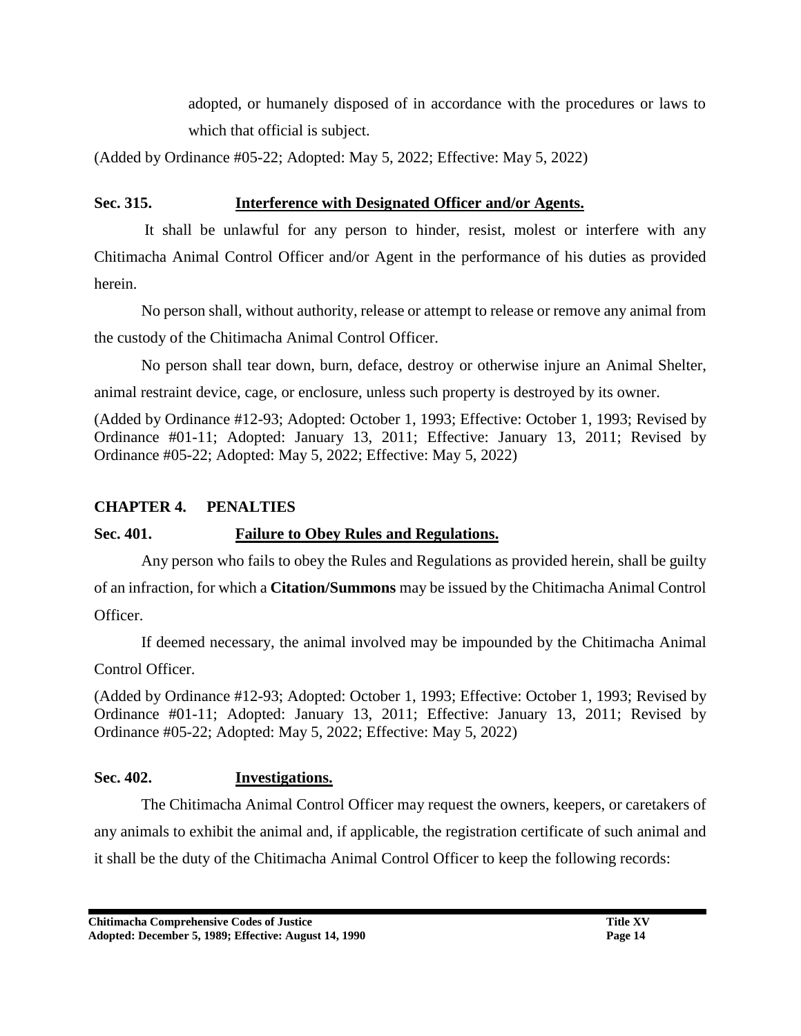adopted, or humanely disposed of in accordance with the procedures or laws to which that official is subject.

(Added by Ordinance #05-22; Adopted: May 5, 2022; Effective: May 5, 2022)

### Sec. 315. Interference with Designated Officer and/or Agents.

It shall be unlawful for any person to hinder, resist, molest or interfere with any Chitimacha Animal Control Officer and/or Agent in the performance of his duties as provided herein.

No person shall, without authority, release or attempt to release or remove any animal from the custody of the Chitimacha Animal Control Officer.

No person shall tear down, burn, deface, destroy or otherwise injure an Animal Shelter, animal restraint device, cage, or enclosure, unless such property is destroyed by its owner.

(Added by Ordinance #12-93; Adopted: October 1, 1993; Effective: October 1, 1993; Revised by Ordinance #01-11; Adopted: January 13, 2011; Effective: January 13, 2011; Revised by Ordinance #05-22; Adopted: May 5, 2022; Effective: May 5, 2022)

## CHAPTER 4. PENALTIES

### Sec. 401. Failure to Obey Rules and Regulations.

Any person who fails to obey the Rules and Regulations as provided herein, shall be guilty of an infraction, for which a **Citation/Summons** may be issued by the Chitimacha Animal Control Officer.

If deemed necessary, the animal involved may be impounded by the Chitimacha Animal Control Officer.

(Added by Ordinance #12-93; Adopted: October 1, 1993; Effective: October 1, 1993; Revised by Ordinance #01-11; Adopted: January 13, 2011; Effective: January 13, 2011; Revised by Ordinance #05-22; Adopted: May 5, 2022; Effective: May 5, 2022)

### Sec. 402. Investigations.

The Chitimacha Animal Control Officer may request the owners, keepers, or caretakers of any animals to exhibit the animal and, if applicable, the registration certificate of such animal and it shall be the duty of the Chitimacha Animal Control Officer to keep the following records: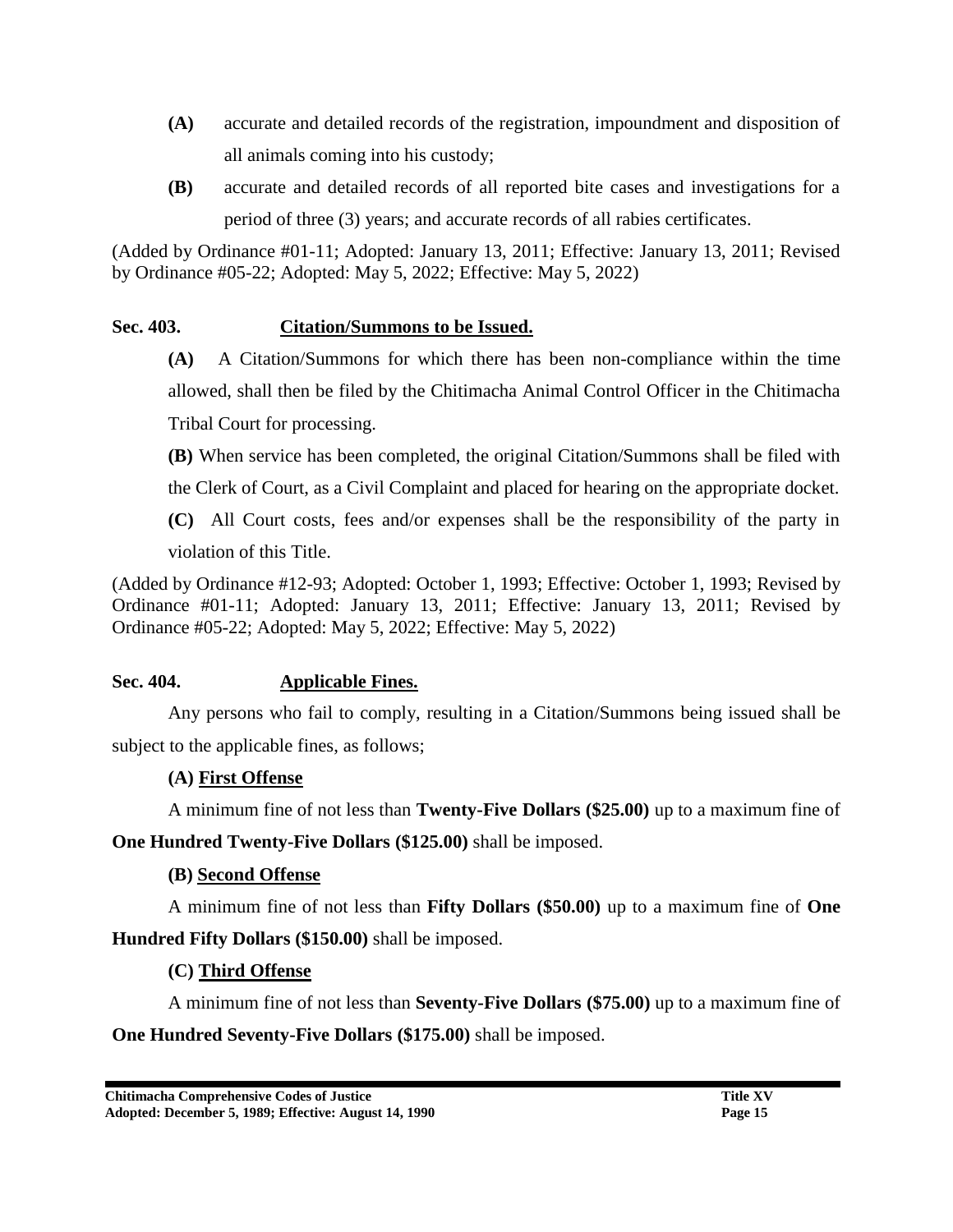**(A)** accurate and detailed records of the registration, impoundment and disposition of all animals coming into his custody;

**(B)** accurate and detailed records of all reported bite cases and investigations for a period of three (3) years; and accurate records of all rabies certificates.

(Added by Ordinance #01-11; Adopted: January 13, 2011; Effective: January 13, 2011; Revised by Ordinance #05-22; Adopted: May 5, 2022; Effective: May 5, 2022)

### Sec. 403. Citation/Summons to be Issued.

**(A)** A Citation/Summons for which there has been non-compliance within the time allowed, shall then be filed by the Chitimacha Animal Control Officer in the Chitimacha Tribal Court for processing.

**(B)** When service has been completed, the original Citation/Summons shall be filed with the Clerk of Court, as a Civil Complaint and placed for hearing on the appropriate docket.

**(C)** All Court costs, fees and/or expenses shall be the responsibility of the party in violation of this Title.

(Added by Ordinance #12-93; Adopted: October 1, 1993; Effective: October 1, 1993; Revised by Ordinance #01-11; Adopted: January 13, 2011; Effective: January 13, 2011; Revised by Ordinance #05-22; Adopted: May 5, 2022; Effective: May 5, 2022)

### Sec. 404. Applicable Fines.

Any persons who fail to comply, resulting in a Citation/Summons being issued shall be subject to the applicable fines, as follows;

**(A) First Offense**

A minimum fine of not less than **Twenty-Five Dollars ($25.00)** up to a maximum fine of **One Hundred Twenty-Five Dollars ($125.00)** shall be imposed.

**(B) Second Offense**

A minimum fine of not less than **Fifty Dollars ($50.00)** up to a maximum fine of **One Hundred Fifty Dollars ($150.00)** shall be imposed.

**(C) Third Offense**

A minimum fine of not less than **Seventy-Five Dollars ($75.00)** up to a maximum fine of **One Hundred Seventy-Five Dollars ($175.00)** shall be imposed.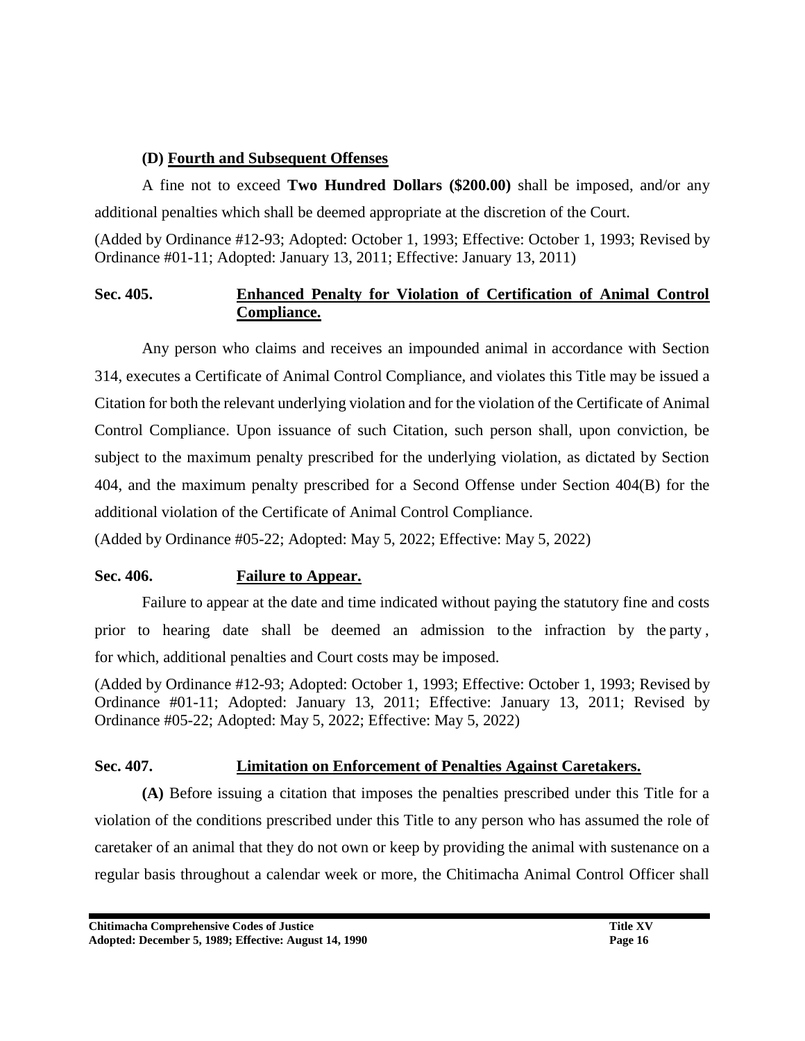**(D) Fourth and Subsequent Offenses**

A fine not to exceed **Two Hundred Dollars ($200.00)** shall be imposed, and/or any additional penalties which shall be deemed appropriate at the discretion of the Court.

(Added by Ordinance #12-93; Adopted: October 1, 1993; Effective: October 1, 1993; Revised by Ordinance #01-11; Adopted: January 13, 2011; Effective: January 13, 2011)

### Sec. 405. Enhanced Penalty for Violation of Certification of Animal Control Compliance.

Any person who claims and receives an impounded animal in accordance with Section 314, executes a Certificate of Animal Control Compliance, and violates this Title may be issued a Citation for both the relevant underlying violation and for the violation of the Certificate of Animal Control Compliance. Upon issuance of such Citation, such person shall, upon conviction, be subject to the maximum penalty prescribed for the underlying violation, as dictated by Section 404, and the maximum penalty prescribed for a Second Offense under Section 404(B) for the additional violation of the Certificate of Animal Control Compliance.

(Added by Ordinance #05-22; Adopted: May 5, 2022; Effective: May 5, 2022)

### Sec. 406. Failure to Appear.

Failure to appear at the date and time indicated without paying the statutory fine and costs prior to hearing date shall be deemed an admission to the infraction by the party , for which, additional penalties and Court costs may be imposed.

(Added by Ordinance #12-93; Adopted: October 1, 1993; Effective: October 1, 1993; Revised by Ordinance #01-11; Adopted: January 13, 2011; Effective: January 13, 2011; Revised by Ordinance #05-22; Adopted: May 5, 2022; Effective: May 5, 2022)

### Sec. 407. Limitation on Enforcement of Penalties Against Caretakers.

**(A)** Before issuing a citation that imposes the penalties prescribed under this Title for a violation of the conditions prescribed under this Title to any person who has assumed the role of caretaker of an animal that they do not own or keep by providing the animal with sustenance on a regular basis throughout a calendar week or more, the Chitimacha Animal Control Officer shall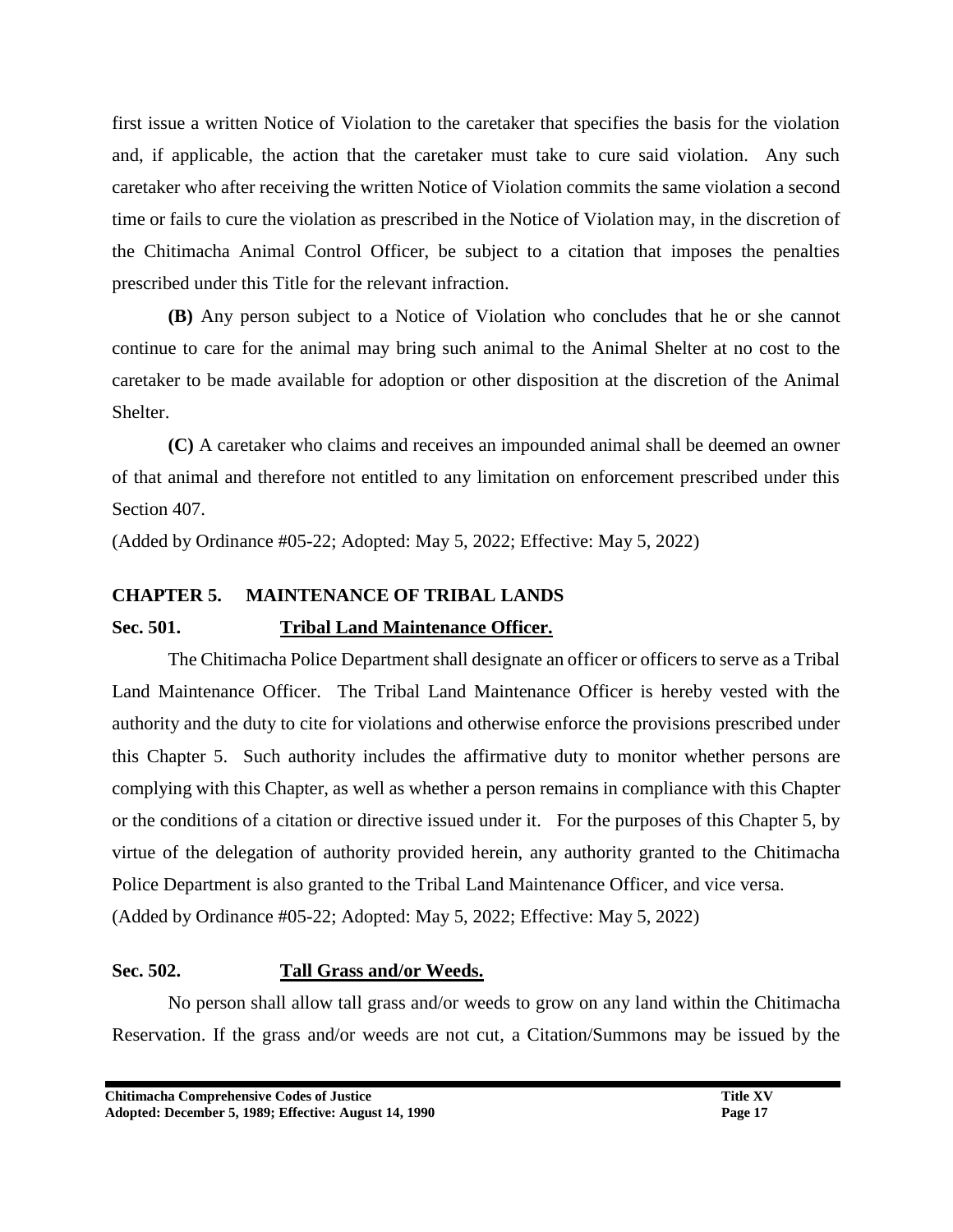first issue a written Notice of Violation to the caretaker that specifies the basis for the violation and, if applicable, the action that the caretaker must take to cure said violation. Any such caretaker who after receiving the written Notice of Violation commits the same violation a second time or fails to cure the violation as prescribed in the Notice of Violation may, in the discretion of the Chitimacha Animal Control Officer, be subject to a citation that imposes the penalties prescribed under this Title for the relevant infraction.

**(B)** Any person subject to a Notice of Violation who concludes that he or she cannot continue to care for the animal may bring such animal to the Animal Shelter at no cost to the caretaker to be made available for adoption or other disposition at the discretion of the Animal Shelter.

**(C)** A caretaker who claims and receives an impounded animal shall be deemed an owner of that animal and therefore not entitled to any limitation on enforcement prescribed under this Section 407.

(Added by Ordinance #05-22; Adopted: May 5, 2022; Effective: May 5, 2022)

## CHAPTER 5. MAINTENANCE OF TRIBAL LANDS

### Sec. 501. Tribal Land Maintenance Officer.

The Chitimacha Police Department shall designate an officer or officers to serve as a Tribal Land Maintenance Officer. The Tribal Land Maintenance Officer is hereby vested with the authority and the duty to cite for violations and otherwise enforce the provisions prescribed under this Chapter 5. Such authority includes the affirmative duty to monitor whether persons are complying with this Chapter, as well as whether a person remains in compliance with this Chapter or the conditions of a citation or directive issued under it. For the purposes of this Chapter 5, by virtue of the delegation of authority provided herein, any authority granted to the Chitimacha Police Department is also granted to the Tribal Land Maintenance Officer, and vice versa.

(Added by Ordinance #05-22; Adopted: May 5, 2022; Effective: May 5, 2022)

### Sec. 502. Tall Grass and/or Weeds.

No person shall allow tall grass and/or weeds to grow on any land within the Chitimacha Reservation. If the grass and/or weeds are not cut, a Citation/Summons may be issued by the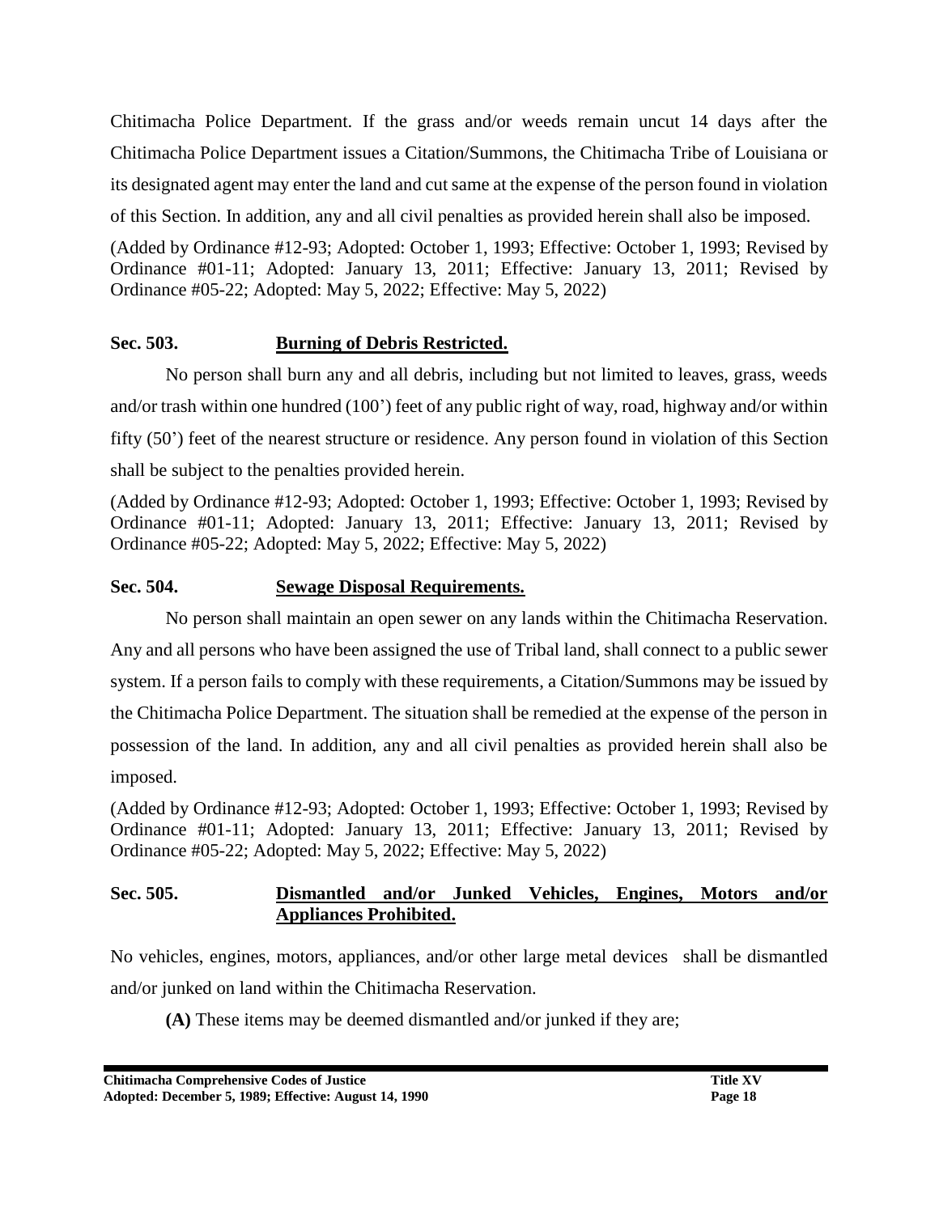Chitimacha Police Department. If the grass and/or weeds remain uncut 14 days after the Chitimacha Police Department issues a Citation/Summons, the Chitimacha Tribe of Louisiana or its designated agent may enter the land and cut same at the expense of the person found in violation of this Section. In addition, any and all civil penalties as provided herein shall also be imposed.

(Added by Ordinance #12-93; Adopted: October 1, 1993; Effective: October 1, 1993; Revised by Ordinance #01-11; Adopted: January 13, 2011; Effective: January 13, 2011; Revised by Ordinance #05-22; Adopted: May 5, 2022; Effective: May 5, 2022)

### Sec. 503. Burning of Debris Restricted.

No person shall burn any and all debris, including but not limited to leaves, grass, weeds and/or trash within one hundred (100') feet of any public right of way, road, highway and/or within fifty (50') feet of the nearest structure or residence. Any person found in violation of this Section shall be subject to the penalties provided herein.

(Added by Ordinance #12-93; Adopted: October 1, 1993; Effective: October 1, 1993; Revised by Ordinance #01-11; Adopted: January 13, 2011; Effective: January 13, 2011; Revised by Ordinance #05-22; Adopted: May 5, 2022; Effective: May 5, 2022)

### Sec. 504. Sewage Disposal Requirements.

No person shall maintain an open sewer on any lands within the Chitimacha Reservation. Any and all persons who have been assigned the use of Tribal land, shall connect to a public sewer system. If a person fails to comply with these requirements, a Citation/Summons may be issued by the Chitimacha Police Department. The situation shall be remedied at the expense of the person in possession of the land. In addition, any and all civil penalties as provided herein shall also be imposed.

(Added by Ordinance #12-93; Adopted: October 1, 1993; Effective: October 1, 1993; Revised by Ordinance #01-11; Adopted: January 13, 2011; Effective: January 13, 2011; Revised by Ordinance #05-22; Adopted: May 5, 2022; Effective: May 5, 2022)

### Sec. 505. Dismantled and/or Junked Vehicles, Engines, Motors and/or Appliances Prohibited.

No vehicles, engines, motors, appliances, and/or other large metal devices shall be dismantled and/or junked on land within the Chitimacha Reservation.

**(A)** These items may be deemed dismantled and/or junked if they are;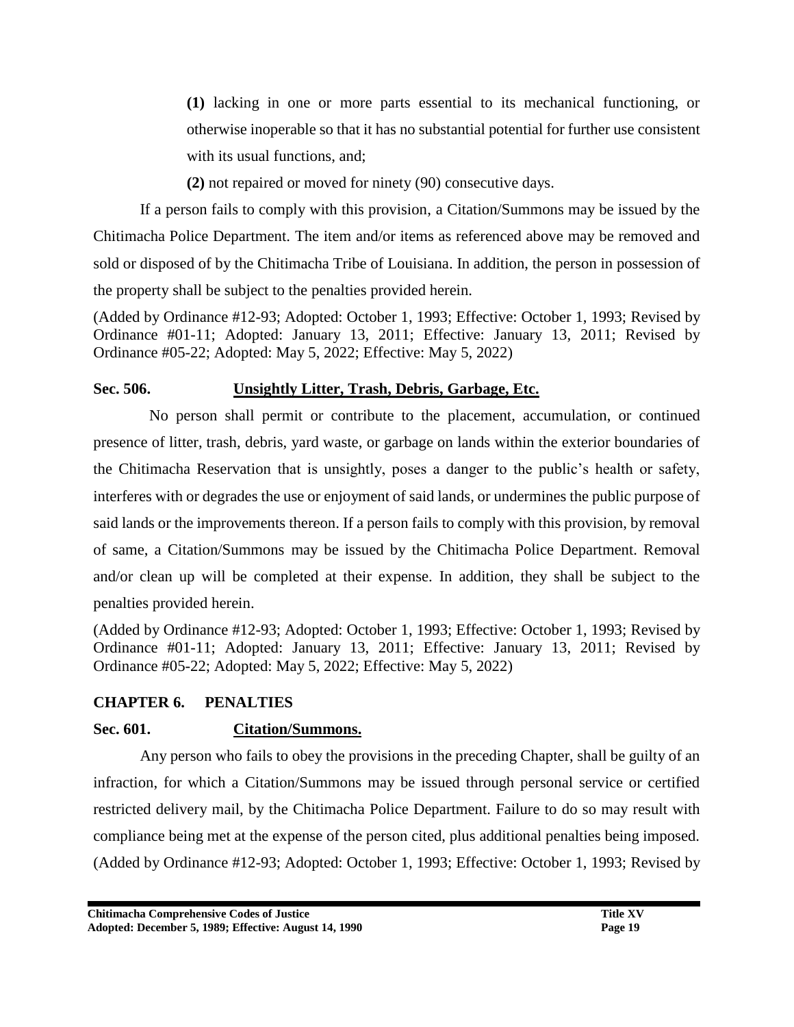**(1)** lacking in one or more parts essential to its mechanical functioning, or otherwise inoperable so that it has no substantial potential for further use consistent with its usual functions, and;

**(2)** not repaired or moved for ninety (90) consecutive days.

If a person fails to comply with this provision, a Citation/Summons may be issued by the Chitimacha Police Department. The item and/or items as referenced above may be removed and sold or disposed of by the Chitimacha Tribe of Louisiana. In addition, the person in possession of the property shall be subject to the penalties provided herein.

(Added by Ordinance #12-93; Adopted: October 1, 1993; Effective: October 1, 1993; Revised by Ordinance #01-11; Adopted: January 13, 2011; Effective: January 13, 2011; Revised by Ordinance #05-22; Adopted: May 5, 2022; Effective: May 5, 2022)

### Sec. 506. Unsightly Litter, Trash, Debris, Garbage, Etc.

No person shall permit or contribute to the placement, accumulation, or continued presence of litter, trash, debris, yard waste, or garbage on lands within the exterior boundaries of the Chitimacha Reservation that is unsightly, poses a danger to the public's health or safety, interferes with or degrades the use or enjoyment of said lands, or undermines the public purpose of said lands or the improvements thereon. If a person fails to comply with this provision, by removal of same, a Citation/Summons may be issued by the Chitimacha Police Department. Removal and/or clean up will be completed at their expense. In addition, they shall be subject to the penalties provided herein.

(Added by Ordinance #12-93; Adopted: October 1, 1993; Effective: October 1, 1993; Revised by Ordinance #01-11; Adopted: January 13, 2011; Effective: January 13, 2011; Revised by Ordinance #05-22; Adopted: May 5, 2022; Effective: May 5, 2022)

## CHAPTER 6. PENALTIES

### Sec. 601. Citation/Summons.

Any person who fails to obey the provisions in the preceding Chapter, shall be guilty of an infraction, for which a Citation/Summons may be issued through personal service or certified restricted delivery mail, by the Chitimacha Police Department. Failure to do so may result with compliance being met at the expense of the person cited, plus additional penalties being imposed. (Added by Ordinance #12-93; Adopted: October 1, 1993; Effective: October 1, 1993; Revised by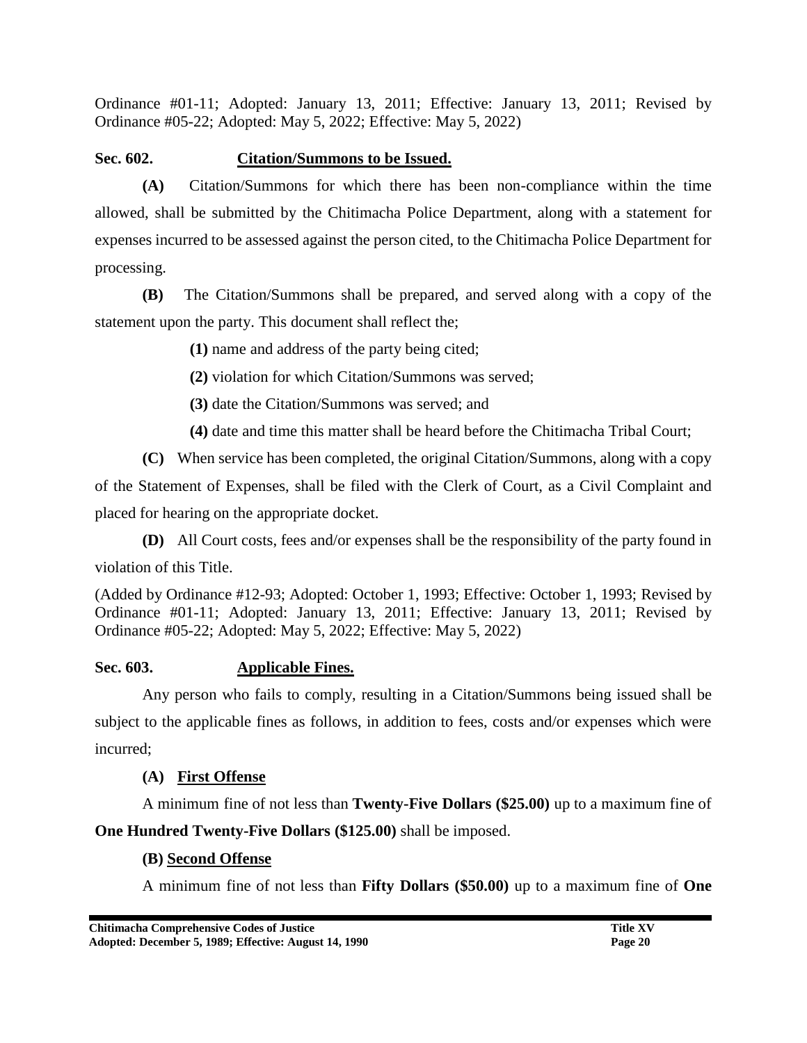Ordinance #01-11; Adopted: January 13, 2011; Effective: January 13, 2011; Revised by Ordinance #05-22; Adopted: May 5, 2022; Effective: May 5, 2022)

### Sec. 602. Citation/Summons to be Issued.

**(A)** Citation/Summons for which there has been non-compliance within the time allowed, shall be submitted by the Chitimacha Police Department, along with a statement for expenses incurred to be assessed against the person cited, to the Chitimacha Police Department for processing.

**(B)** The Citation/Summons shall be prepared, and served along with a copy of the statement upon the party. This document shall reflect the;

**(1)** name and address of the party being cited;

**(2)** violation for which Citation/Summons was served;

**(3)** date the Citation/Summons was served; and

**(4)** date and time this matter shall be heard before the Chitimacha Tribal Court;

**(C)** When service has been completed, the original Citation/Summons, along with a copy of the Statement of Expenses, shall be filed with the Clerk of Court, as a Civil Complaint and placed for hearing on the appropriate docket.

**(D)** All Court costs, fees and/or expenses shall be the responsibility of the party found in violation of this Title.

(Added by Ordinance #12-93; Adopted: October 1, 1993; Effective: October 1, 1993; Revised by Ordinance #01-11; Adopted: January 13, 2011; Effective: January 13, 2011; Revised by Ordinance #05-22; Adopted: May 5, 2022; Effective: May 5, 2022)

### Sec. 603. Applicable Fines.

Any person who fails to comply, resulting in a Citation/Summons being issued shall be subject to the applicable fines as follows, in addition to fees, costs and/or expenses which were incurred;

**(A) First Offense**

A minimum fine of not less than **Twenty-Five Dollars ($25.00)** up to a maximum fine of **One Hundred Twenty-Five Dollars ($125.00)** shall be imposed.

**(B) Second Offense**

A minimum fine of not less than **Fifty Dollars ($50.00)** up to a maximum fine of **One**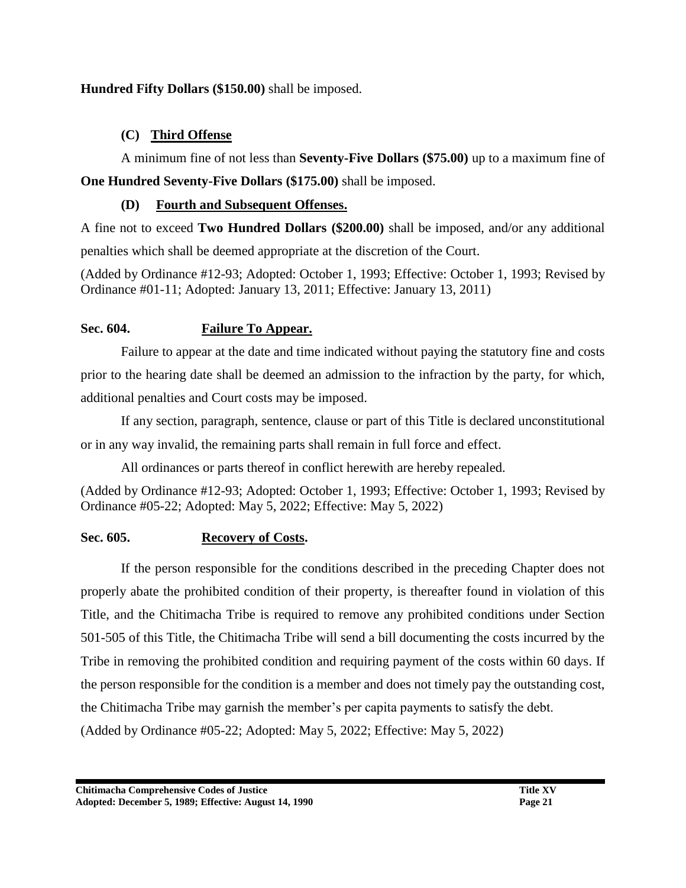**Hundred Fifty Dollars ($150.00)** shall be imposed.

**(C) Third Offense**

A minimum fine of not less than **Seventy-Five Dollars ($75.00)** up to a maximum fine of **One Hundred Seventy-Five Dollars ($175.00)** shall be imposed.

**(D) Fourth and Subsequent Offenses.**

A fine not to exceed **Two Hundred Dollars ($200.00)** shall be imposed, and/or any additional penalties which shall be deemed appropriate at the discretion of the Court.

(Added by Ordinance #12-93; Adopted: October 1, 1993; Effective: October 1, 1993; Revised by Ordinance #01-11; Adopted: January 13, 2011; Effective: January 13, 2011)

### Sec. 604. Failure To Appear.

Failure to appear at the date and time indicated without paying the statutory fine and costs prior to the hearing date shall be deemed an admission to the infraction by the party, for which, additional penalties and Court costs may be imposed.

If any section, paragraph, sentence, clause or part of this Title is declared unconstitutional or in any way invalid, the remaining parts shall remain in full force and effect.

All ordinances or parts thereof in conflict herewith are hereby repealed.

(Added by Ordinance #12-93; Adopted: October 1, 1993; Effective: October 1, 1993; Revised by Ordinance #05-22; Adopted: May 5, 2022; Effective: May 5, 2022)

### Sec. 605. Recovery of Costs.

If the person responsible for the conditions described in the preceding Chapter does not properly abate the prohibited condition of their property, is thereafter found in violation of this Title, and the Chitimacha Tribe is required to remove any prohibited conditions under Section 501-505 of this Title, the Chitimacha Tribe will send a bill documenting the costs incurred by the Tribe in removing the prohibited condition and requiring payment of the costs within 60 days. If the person responsible for the condition is a member and does not timely pay the outstanding cost, the Chitimacha Tribe may garnish the member's per capita payments to satisfy the debt.

(Added by Ordinance #05-22; Adopted: May 5, 2022; Effective: May 5, 2022)